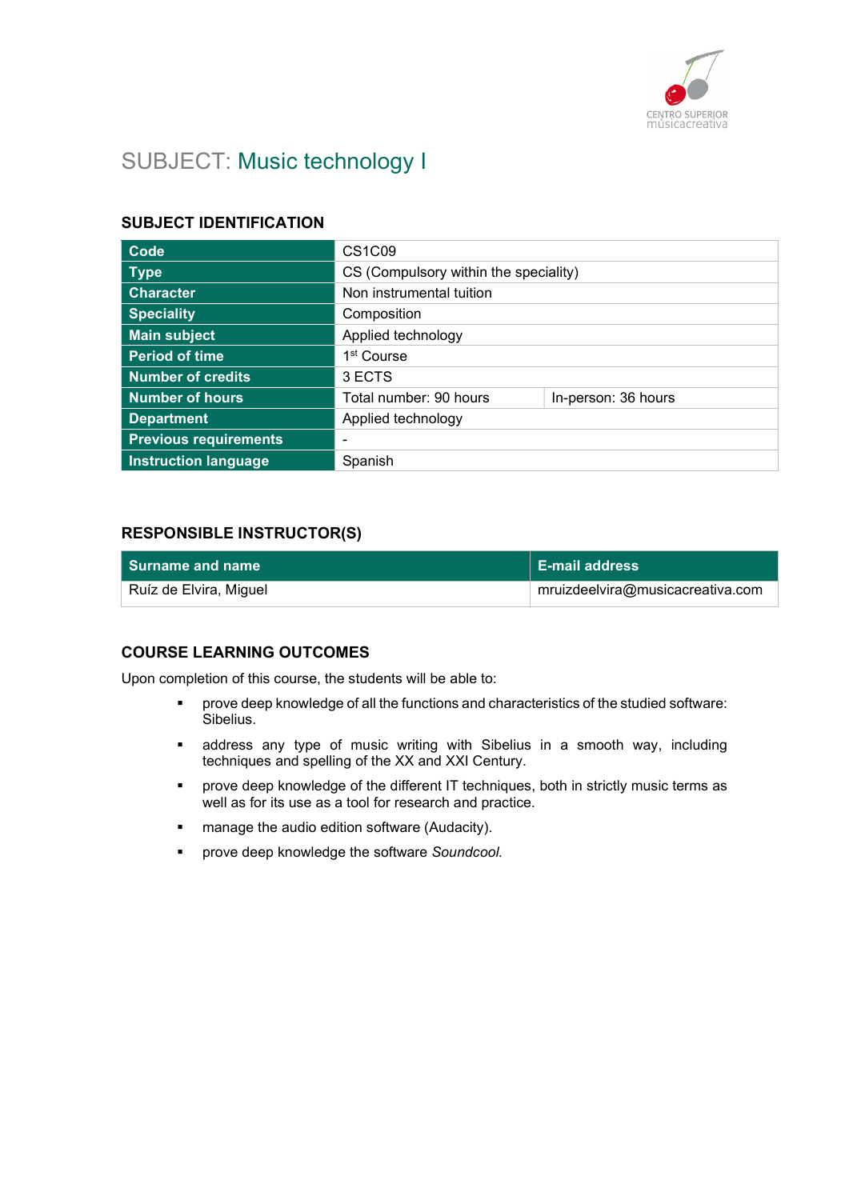# SUBJECT: Music technology I

## SUBJECT IDENTIFICATION

| | | |
|---|---|---|
| **Code** | CS1C09 | |
| **Type** | CS (Compulsory within the speciality) | |
| **Character** | Non instrumental tuition | |
| **Speciality** | Composition | |
| **Main subject** | Applied technology | |
| **Period of time** | 1st Course | |
| **Number of credits** | 3 ECTS | |
| **Number of hours** | Total number: 90 hours | In-person: 36 hours |
| **Department** | Applied technology | |
| **Previous requirements** | - | |
| **Instruction language** | Spanish | |

## RESPONSIBLE INSTRUCTOR(S)

| Surname and name | E-mail address |
|---|---|
| Ruíz de Elvira, Miguel | mruizdeelvira@musicacreativa.com |

## COURSE LEARNING OUTCOMES

Upon completion of this course, the students will be able to:

- prove deep knowledge of all the functions and characteristics of the studied software: Sibelius.
- address any type of music writing with Sibelius in a smooth way, including techniques and spelling of the XX and XXI Century.
- prove deep knowledge of the different IT techniques, both in strictly music terms as well as for its use as a tool for research and practice.
- manage the audio edition software (Audacity).
- prove deep knowledge the software *Soundcool.*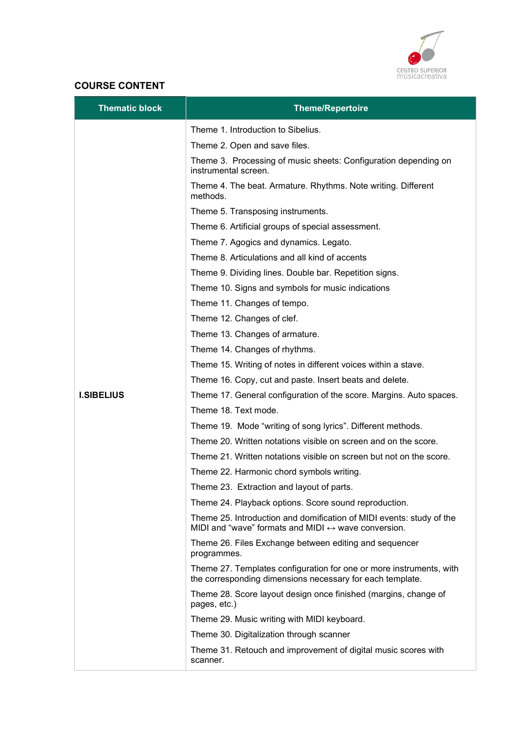## COURSE CONTENT

| Thematic block | Theme/Repertoire |
|---|---|
| I.SIBELIUS | Theme 1. Introduction to Sibelius. |
| | Theme 2. Open and save files. |
| | Theme 3. Processing of music sheets: Configuration depending on instrumental screen. |
| | Theme 4. The beat. Armature. Rhythms. Note writing. Different methods. |
| | Theme 5. Transposing instruments. |
| | Theme 6. Artificial groups of special assessment. |
| | Theme 7. Agogics and dynamics. Legato. |
| | Theme 8. Articulations and all kind of accents |
| | Theme 9. Dividing lines. Double bar. Repetition signs. |
| | Theme 10. Signs and symbols for music indications |
| | Theme 11. Changes of tempo. |
| | Theme 12. Changes of clef. |
| | Theme 13. Changes of armature. |
| | Theme 14. Changes of rhythms. |
| | Theme 15. Writing of notes in different voices within a stave. |
| | Theme 16. Copy, cut and paste. Insert beats and delete. |
| | Theme 17. General configuration of the score. Margins. Auto spaces. |
| | Theme 18. Text mode. |
| | Theme 19. Mode "writing of song lyrics". Different methods. |
| | Theme 20. Written notations visible on screen and on the score. |
| | Theme 21. Written notations visible on screen but not on the score. |
| | Theme 22. Harmonic chord symbols writing. |
| | Theme 23. Extraction and layout of parts. |
| | Theme 24. Playback options. Score sound reproduction. |
| | Theme 25. Introduction and domification of MIDI events: study of the MIDI and "wave" formats and MIDI ↔ wave conversion. |
| | Theme 26. Files Exchange between editing and sequencer programmes. |
| | Theme 27. Templates configuration for one or more instruments, with the corresponding dimensions necessary for each template. |
| | Theme 28. Score layout design once finished (margins, change of pages, etc.) |
| | Theme 29. Music writing with MIDI keyboard. |
| | Theme 30. Digitalization through scanner |
| | Theme 31. Retouch and improvement of digital music scores with scanner. |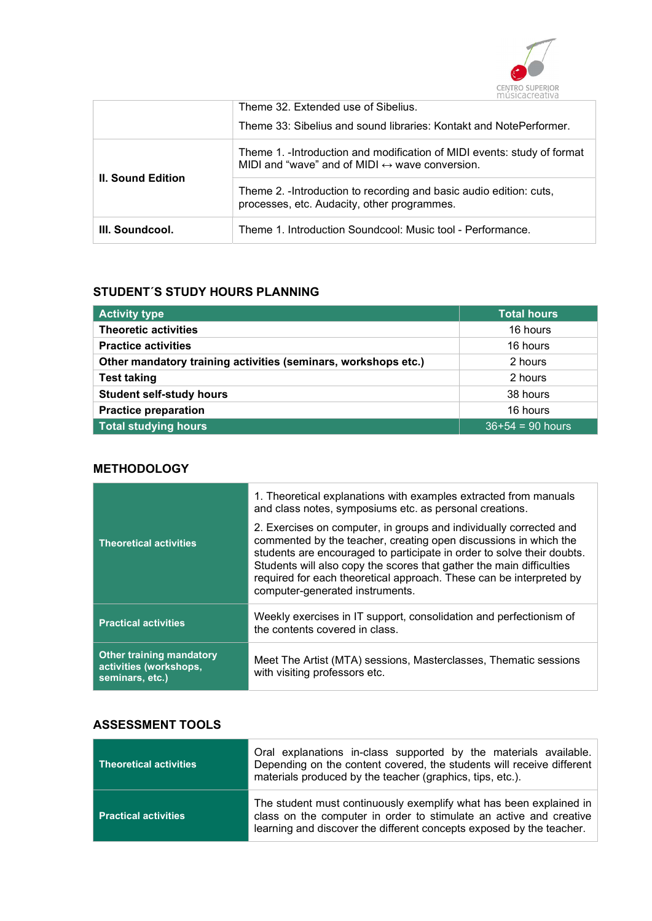| | |
|---|---|
| | Theme 32. Extended use of Sibelius.<br><br>Theme 33: Sibelius and sound libraries: Kontakt and NotePerformer. |
| **II. Sound Edition** | Theme 1. -Introduction and modification of MIDI events: study of format MIDI and "wave" and of MIDI ↔ wave conversion. |
| | Theme 2. -Introduction to recording and basic audio edition: cuts, processes, etc. Audacity, other programmes. |
| **III. Soundcool.** | Theme 1. Introduction Soundcool: Music tool - Performance. |

## STUDENT´S STUDY HOURS PLANNING

| Activity type | Total hours |
|---|---|
| **Theoretic activities** | 16 hours |
| **Practice activities** | 16 hours |
| **Other mandatory training activities (seminars, workshops etc.)** | 2 hours |
| **Test taking** | 2 hours |
| **Student self-study hours** | 38 hours |
| **Practice preparation** | 16 hours |
| **Total studying hours** | 36+54 = 90 hours |

## METHODOLOGY

| | |
|---|---|
| **Theoretical activities** | 1. Theoretical explanations with examples extracted from manuals and class notes, symposiums etc. as personal creations.<br><br>2. Exercises on computer, in groups and individually corrected and commented by the teacher, creating open discussions in which the students are encouraged to participate in order to solve their doubts. Students will also copy the scores that gather the main difficulties required for each theoretical approach. These can be interpreted by computer-generated instruments. |
| **Practical activities** | Weekly exercises in IT support, consolidation and perfectionism of the contents covered in class. |
| **Other training mandatory activities (workshops, seminars, etc.)** | Meet The Artist (MTA) sessions, Masterclasses, Thematic sessions with visiting professors etc. |

## ASSESSMENT TOOLS

| | |
|---|---|
| **Theoretical activities** | Oral explanations in-class supported by the materials available. Depending on the content covered, the students will receive different materials produced by the teacher (graphics, tips, etc.). |
| **Practical activities** | The student must continuously exemplify what has been explained in class on the computer in order to stimulate an active and creative learning and discover the different concepts exposed by the teacher. |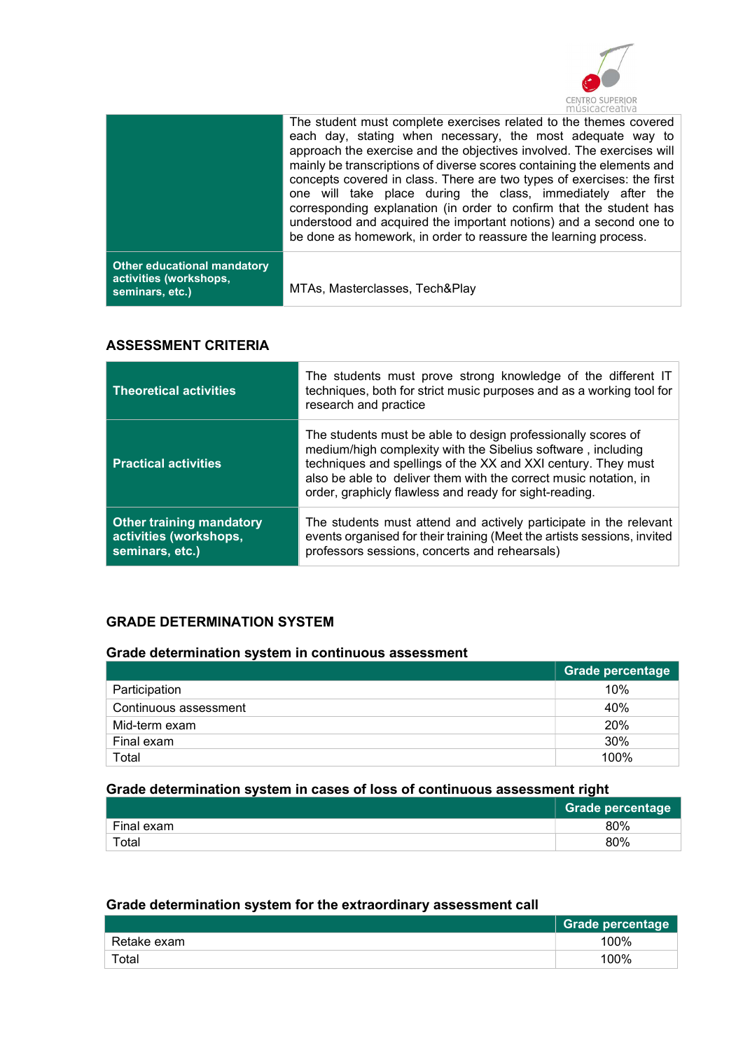| | |
|---|---|
| | The student must complete exercises related to the themes covered each day, stating when necessary, the most adequate way to approach the exercise and the objectives involved. The exercises will mainly be transcriptions of diverse scores containing the elements and concepts covered in class. There are two types of exercises: the first one will take place during the class, immediately after the corresponding explanation (in order to confirm that the student has understood and acquired the important notions) and a second one to be done as homework, in order to reassure the learning process. |
| **Other educational mandatory activities (workshops, seminars, etc.)** | MTAs, Masterclasses, Tech&Play |

## ASSESSMENT CRITERIA

| | |
|---|---|
| **Theoretical activities** | The students must prove strong knowledge of the different IT techniques, both for strict music purposes and as a working tool for research and practice |
| **Practical activities** | The students must be able to design professionally scores of medium/high complexity with the Sibelius software , including techniques and spellings of the XX and XXI century. They must also be able to deliver them with the correct music notation, in order, graphicly flawless and ready for sight-reading. |
| **Other training mandatory activities (workshops, seminars, etc.)** | The students must attend and actively participate in the relevant events organised for their training (Meet the artists sessions, invited professors sessions, concerts and rehearsals) |

## GRADE DETERMINATION SYSTEM

### Grade determination system in continuous assessment

| | Grade percentage |
|---|---|
| Participation | 10% |
| Continuous assessment | 40% |
| Mid-term exam | 20% |
| Final exam | 30% |
| Total | 100% |

### Grade determination system in cases of loss of continuous assessment right

| | Grade percentage |
|---|---|
| Final exam | 80% |
| Total | 80% |

### Grade determination system for the extraordinary assessment call

| | Grade percentage |
|---|---|
| Retake exam | 100% |
| Total | 100% |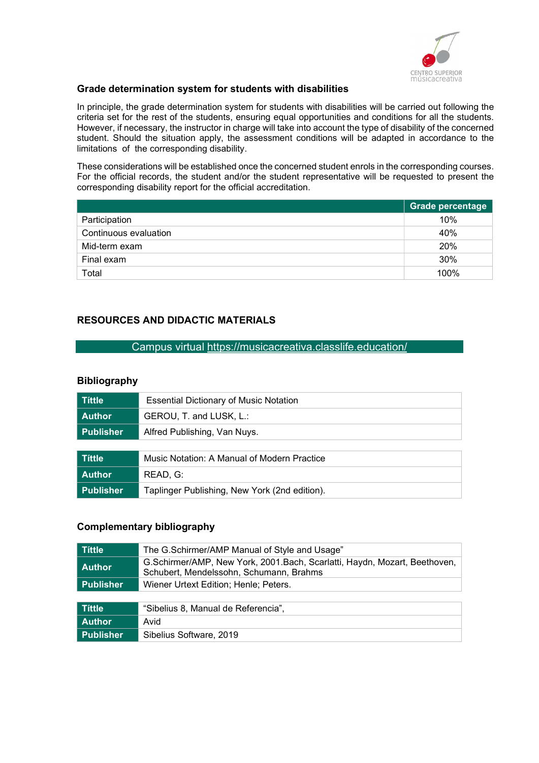### Grade determination system for students with disabilities

In principle, the grade determination system for students with disabilities will be carried out following the criteria set for the rest of the students, ensuring equal opportunities and conditions for all the students. However, if necessary, the instructor in charge will take into account the type of disability of the concerned student. Should the situation apply, the assessment conditions will be adapted in accordance to the limitations of the corresponding disability.

These considerations will be established once the concerned student enrols in the corresponding courses. For the official records, the student and/or the student representative will be requested to present the corresponding disability report for the official accreditation.

| | Grade percentage |
|---|---|
| Participation | 10% |
| Continuous evaluation | 40% |
| Mid-term exam | 20% |
| Final exam | 30% |
| Total | 100% |

## RESOURCES AND DIDACTIC MATERIALS

Campus virtual https://musicacreativa.classlife.education/

### Bibliography

| | |
|---|---|
| **Tittle** | Essential Dictionary of Music Notation |
| **Author** | GEROU, T. and LUSK, L.: |
| **Publisher** | Alfred Publishing, Van Nuys. |

| | |
|---|---|
| **Tittle** | Music Notation: A Manual of Modern Practice |
| **Author** | READ, G: |
| **Publisher** | Taplinger Publishing, New York (2nd edition). |

### Complementary bibliography

| | |
|---|---|
| **Tittle** | The G.Schirmer/AMP Manual of Style and Usage" |
| **Author** | G.Schirmer/AMP, New York, 2001.Bach, Scarlatti, Haydn, Mozart, Beethoven, Schubert, Mendelssohn, Schumann, Brahms |
| **Publisher** | Wiener Urtext Edition; Henle; Peters. |

| | |
|---|---|
| **Tittle** | "Sibelius 8, Manual de Referencia", |
| **Author** | Avid |
| **Publisher** | Sibelius Software, 2019 |